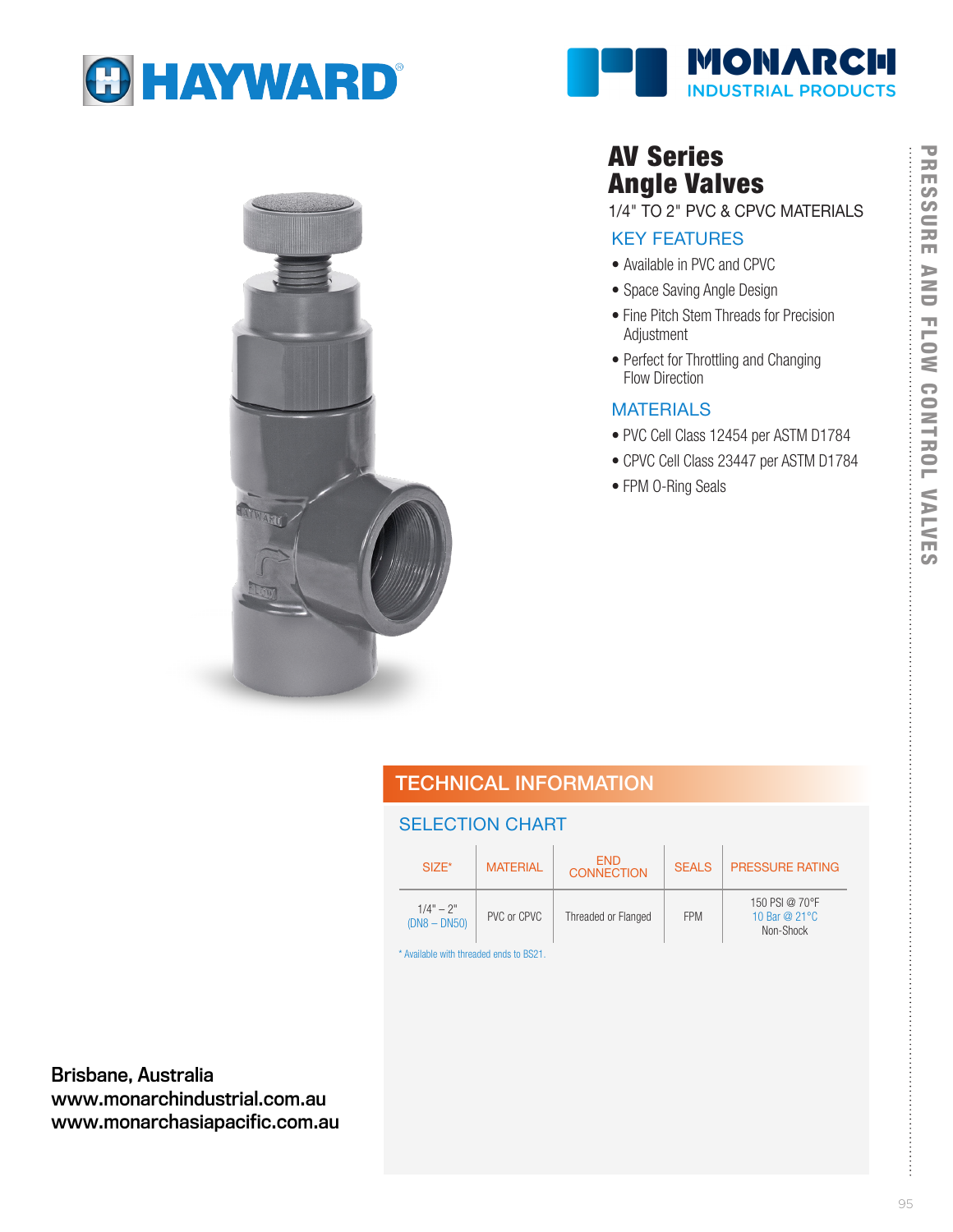HAYWARD

MONARCH INDUSTRIAL PRODUCTS

# AV Series Angle Valves

1/4" TO 2" PVC & CPVC MATERIALS

## KEY FEATURES

- Available in PVC and CPVC
- Space Saving Angle Design
- Fine Pitch Stem Threads for Precision Adjustment
- Perfect for Throttling and Changing Flow Direction

## MATERIALS

- PVC Cell Class 12454 per ASTM D1784
- CPVC Cell Class 23447 per ASTM D1784
- FPM O-Ring Seals

PRESSURE AND FLOW CONTROL VALVES

## TECHNICAL INFORMATION

### SELECTION CHART

| SIZE* | MATERIAL | END CONNECTION | SEALS | PRESSURE RATING |
|---|---|---|---|---|
| 1/4" – 2" (DN8 – DN50) | PVC or CPVC | Threaded or Flanged | FPM | 150 PSI @ 70°F 10 Bar @ 21°C Non-Shock |

* Available with threaded ends to BS21.

**Brisbane, Australia**
**www.monarchindustrial.com.au**
**www.monarchasiapacific.com.au**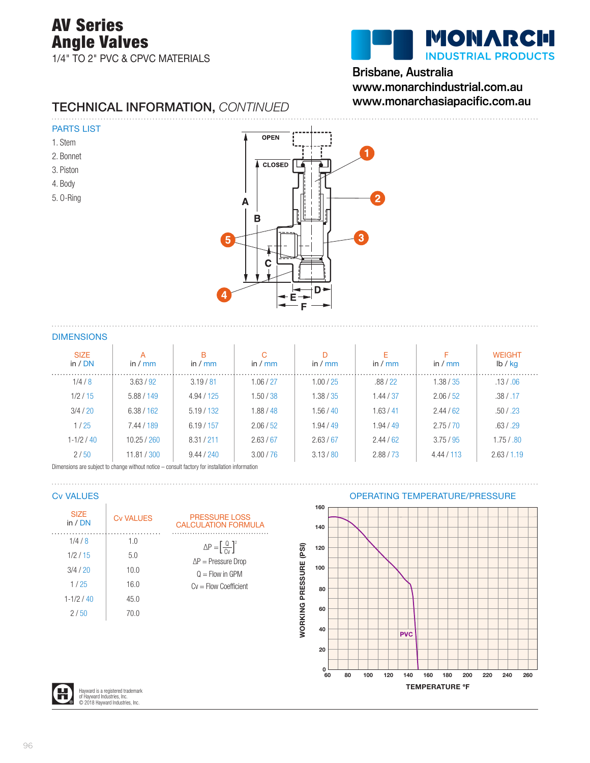# AV Series Angle Valves

1/4" TO 2" PVC & CPVC MATERIALS

MONARCH INDUSTRIAL PRODUCTS

Brisbane, Australia
www.monarchindustrial.com.au
www.monarchasiapacific.com.au

## TECHNICAL INFORMATION, *CONTINUED*

### PARTS LIST

1. Stem
2. Bonnet
3. Piston
4. Body
5. O-Ring

OPEN
CLOSED
A
B
C
D
E
F
1
2
3
4
5

### DIMENSIONS

| SIZE in / DN | A in / mm | B in / mm | C in / mm | D in / mm | E in / mm | F in / mm | WEIGHT lb / kg |
|---|---|---|---|---|---|---|---|
| 1/4 / 8 | 3.63 / 92 | 3.19 / 81 | 1.06 / 27 | 1.00 / 25 | .88 / 22 | 1.38 / 35 | .13 / .06 |
| 1/2 / 15 | 5.88 / 149 | 4.94 / 125 | 1.50 / 38 | 1.38 / 35 | 1.44 / 37 | 2.06 / 52 | .38 / .17 |
| 3/4 / 20 | 6.38 / 162 | 5.19 / 132 | 1.88 / 48 | 1.56 / 40 | 1.63 / 41 | 2.44 / 62 | .50 / .23 |
| 1 / 25 | 7.44 / 189 | 6.19 / 157 | 2.06 / 52 | 1.94 / 49 | 1.94 / 49 | 2.75 / 70 | .63 / .29 |
| 1-1/2 / 40 | 10.25 / 260 | 8.31 / 211 | 2.63 / 67 | 2.63 / 67 | 2.44 / 62 | 3.75 / 95 | 1.75 / .80 |
| 2 / 50 | 11.81 / 300 | 9.44 / 240 | 3.00 / 76 | 3.13 / 80 | 2.88 / 73 | 4.44 / 113 | 2.63 / 1.19 |

Dimensions are subject to change without notice – consult factory for installation information

### Cv VALUES

| SIZE in / DN | Cv VALUES |
|---|---|
| 1/4 / 8 | 1.0 |
| 1/2 / 15 | 5.0 |
| 3/4 / 20 | 10.0 |
| 1 / 25 | 16.0 |
| 1-1/2 / 40 | 45.0 |
| 2 / 50 | 70.0 |

PRESSURE LOSS CALCULATION FORMULA

$$\Delta P = \left[\frac{Q}{Cv}\right]^2$$

$\Delta P$ = Pressure Drop
Q = Flow in GPM
Cv = Flow Coefficient

### OPERATING TEMPERATURE/PRESSURE

WORKING PRESSURE (PSI)
0
20
40
60
80
100
120
140
160

TEMPERATURE °F
60
80
100
120
140
160
180
200
220
240
260

PVC

Hayward is a registered trademark of Hayward Industries, Inc.
© 2018 Hayward Industries, Inc.